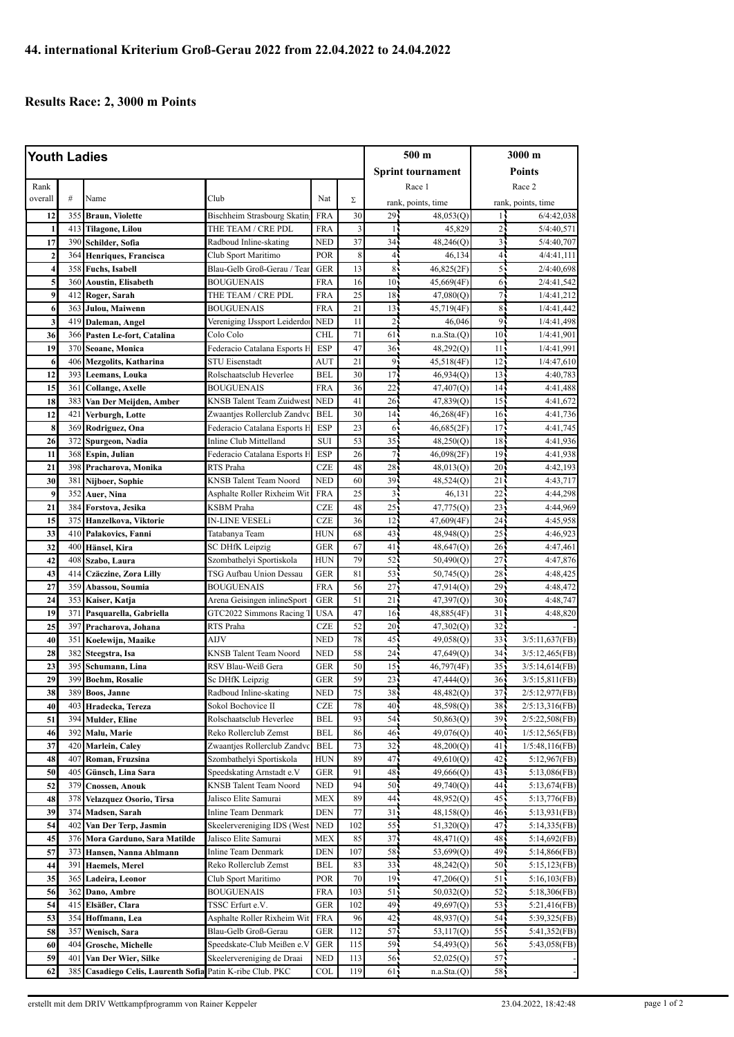# 44. international Kriterium Groß-Gerau 2022 from 22.04.2022 to 24.04.2022

## Results Race: 2, 3000 m Points

| Youth Ladies | | | | | | 500 m Sprint tournament | | 3000 m Points | |
|---|---|---|---|---|---|---|---|---|---|
| Rank overall | # | Name | Club | Nat | Σ | Race 1 rank, points, time | | Race 2 rank, points, time | |
| 12 | 355 | Braun, Violette | Bischheim Strasbourg Skatin | FRA | 30 | 29 | 48,053(Q) | 1 | 6/4:42,038 |
| 1 | 413 | Tilagone, Lilou | THE TEAM / CRE PDL | FRA | 3 | 1 | 45,829 | 2 | 5/4:40,571 |
| 17 | 390 | Schilder, Sofia | Radboud Inline-skating | NED | 37 | 34 | 48,246(Q) | 3 | 5/4:40,707 |
| 2 | 364 | Henriques, Francisca | Club Sport Maritimo | POR | 8 | 4 | 46,134 | 4 | 4/4:41,111 |
| 4 | 358 | Fuchs, Isabell | Blau-Gelb Groß-Gerau / Tear | GER | 13 | 8 | 46,825(2F) | 5 | 2/4:40,698 |
| 5 | 360 | Aoustin, Elisabeth | BOUGUENAIS | FRA | 16 | 10 | 45,669(4F) | 6 | 2/4:41,542 |
| 9 | 412 | Roger, Sarah | THE TEAM / CRE PDL | FRA | 25 | 18 | 47,080(Q) | 7 | 1/4:41,212 |
| 6 | 363 | Julou, Maiwenn | BOUGUENAIS | FRA | 21 | 13 | 45,719(4F) | 8 | 1/4:41,442 |
| 3 | 419 | Daleman, Angel | Vereniging IJssport Leiderdo | NED | 11 | 2 | 46,046 | 9 | 1/4:41,498 |
| 36 | 366 | Pasten Le-fort, Catalina | Colo Colo | CHL | 71 | 61 | n.a.Sta.(Q) | 10 | 1/4:41,901 |
| 19 | 370 | Seoane, Monica | Federacio Catalana Esports H | ESP | 47 | 36 | 48,292(Q) | 11 | 1/4:41,991 |
| 6 | 406 | Mezgolits, Katharina | STU Eisenstadt | AUT | 21 | 9 | 45,518(4F) | 12 | 1/4:47,610 |
| 12 | 393 | Leemans, Louka | Rolschaatsclub Heverlee | BEL | 30 | 17 | 46,934(Q) | 13 | 4:40,783 |
| 15 | 361 | Collange, Axelle | BOUGUENAIS | FRA | 36 | 22 | 47,407(Q) | 14 | 4:41,488 |
| 18 | 383 | Van Der Meijden, Amber | KNSB Talent Team Zuidwest | NED | 41 | 26 | 47,839(Q) | 15 | 4:41,672 |
| 12 | 421 | Verburgh, Lotte | Zwaantjes Rollerclub Zandvo | BEL | 30 | 14 | 46,268(4F) | 16 | 4:41,736 |
| 8 | 369 | Rodriguez, Ona | Federacio Catalana Esports H | ESP | 23 | 6 | 46,685(2F) | 17 | 4:41,745 |
| 26 | 372 | Spurgeon, Nadia | Inline Club Mittelland | SUI | 53 | 35 | 48,250(Q) | 18 | 4:41,936 |
| 11 | 368 | Espin, Julian | Federacio Catalana Esports H | ESP | 26 | 7 | 46,098(2F) | 19 | 4:41,938 |
| 21 | 398 | Pracharova, Monika | RTS Praha | CZE | 48 | 28 | 48,013(Q) | 20 | 4:42,193 |
| 30 | 381 | Nijboer, Sophie | KNSB Talent Team Noord | NED | 60 | 39 | 48,524(Q) | 21 | 4:43,717 |
| 9 | 352 | Auer, Nina | Asphalte Roller Rixheim Wit | FRA | 25 | 3 | 46,131 | 22 | 4:44,298 |
| 21 | 384 | Forstova, Jesika | KSBM Praha | CZE | 48 | 25 | 47,775(Q) | 23 | 4:44,969 |
| 15 | 375 | Hanzelkova, Viktorie | IN-LINE VESELi | CZE | 36 | 12 | 47,609(4F) | 24 | 4:45,958 |
| 33 | 410 | Palakovics, Fanni | Tatabanya Team | HUN | 68 | 43 | 48,948(Q) | 25 | 4:46,923 |
| 32 | 400 | Hänsel, Kira | SC DHfK Leipzig | GER | 67 | 41 | 48,647(Q) | 26 | 4:47,461 |
| 42 | 408 | Szabo, Laura | Szombathelyi Sportiskola | HUN | 79 | 52 | 50,490(Q) | 27 | 4:47,876 |
| 43 | 414 | Czäczine, Zora Lilly | TSG Aufbau Union Dessau | GER | 81 | 53 | 50,745(Q) | 28 | 4:48,425 |
| 27 | 359 | Abassou, Soumia | BOUGUENAIS | FRA | 56 | 27 | 47,914(Q) | 29 | 4:48,472 |
| 24 | 353 | Kaiser, Katja | Arena Geisingen inlineSport | GER | 51 | 21 | 47,397(Q) | 30 | 4:48,747 |
| 19 | 371 | Pasquarella, Gabriella | GTC2022 Simmons Racing T | USA | 47 | 16 | 48,885(4F) | 31 | 4:48,820 |
| 25 | 397 | Pracharova, Johana | RTS Praha | CZE | 52 | 20 | 47,302(Q) | 32 | - |
| 40 | 351 | Koelewijn, Maaike | AIJV | NED | 78 | 45 | 49,058(Q) | 33 | 3/5:11,637(FB) |
| 28 | 382 | Steegstra, Isa | KNSB Talent Team Noord | NED | 58 | 24 | 47,649(Q) | 34 | 3/5:12,465(FB) |
| 23 | 395 | Schumann, Lina | RSV Blau-Weiß Gera | GER | 50 | 15 | 46,797(4F) | 35 | 3/5:14,614(FB) |
| 29 | 399 | Boehm, Rosalie | Sc DHfK Leipzig | GER | 59 | 23 | 47,444(Q) | 36 | 3/5:15,811(FB) |
| 38 | 389 | Boos, Janne | Radboud Inline-skating | NED | 75 | 38 | 48,482(Q) | 37 | 2/5:12,977(FB) |
| 40 | 403 | Hradecka, Tereza | Sokol Bochovice II | CZE | 78 | 40 | 48,598(Q) | 38 | 2/5:13,316(FB) |
| 51 | 394 | Mulder, Eline | Rolschaatsclub Heverlee | BEL | 93 | 54 | 50,863(Q) | 39 | 2/5:22,508(FB) |
| 46 | 392 | Malu, Marie | Reko Rollerclub Zemst | BEL | 86 | 46 | 49,076(Q) | 40 | 1/5:12,565(FB) |
| 37 | 420 | Marlein, Caley | Zwaantjes Rollerclub Zandvo | BEL | 73 | 32 | 48,200(Q) | 41 | 1/5:48,116(FB) |
| 48 | 407 | Roman, Fruzsina | Szombathelyi Sportiskola | HUN | 89 | 47 | 49,610(Q) | 42 | 5:12,967(FB) |
| 50 | 405 | Günsch, Lina Sara | Speedskating Arnstadt e.V | GER | 91 | 48 | 49,666(Q) | 43 | 5:13,086(FB) |
| 52 | 379 | Cnossen, Anouk | KNSB Talent Team Noord | NED | 94 | 50 | 49,740(Q) | 44 | 5:13,674(FB) |
| 48 | 378 | Velazquez Osorio, Tirsa | Jalisco Elite Samurai | MEX | 89 | 44 | 48,952(Q) | 45 | 5:13,776(FB) |
| 39 | 374 | Madsen, Sarah | Inline Team Denmark | DEN | 77 | 31 | 48,158(Q) | 46 | 5:13,931(FB) |
| 54 | 402 | Van Der Terp, Jasmin | Skeelervereniging IDS (West | NED | 102 | 55 | 51,320(Q) | 47 | 5:14,335(FB) |
| 45 | 376 | Mora Garduno, Sara Matilde | Jalisco Elite Samurai | MEX | 85 | 37 | 48,471(Q) | 48 | 5:14,692(FB) |
| 57 | 373 | Hansen, Nanna Ahlmann | Inline Team Denmark | DEN | 107 | 58 | 53,699(Q) | 49 | 5:14,866(FB) |
| 44 | 391 | Haemels, Merel | Reko Rollerclub Zemst | BEL | 83 | 33 | 48,242(Q) | 50 | 5:15,123(FB) |
| 35 | 365 | Ladeira, Leonor | Club Sport Maritimo | POR | 70 | 19 | 47,206(Q) | 51 | 5:16,103(FB) |
| 56 | 362 | Dano, Ambre | BOUGUENAIS | FRA | 103 | 51 | 50,032(Q) | 52 | 5:18,306(FB) |
| 54 | 415 | Elsäßer, Clara | TSSC Erfurt e.V. | GER | 102 | 49 | 49,697(Q) | 53 | 5:21,416(FB) |
| 53 | 354 | Hoffmann, Lea | Asphalte Roller Rixheim Wit | FRA | 96 | 42 | 48,937(Q) | 54 | 5:39,325(FB) |
| 58 | 357 | Wenisch, Sara | Blau-Gelb Groß-Gerau | GER | 112 | 57 | 53,117(Q) | 55 | 5:41,352(FB) |
| 60 | 404 | Grosche, Michelle | Speedskate-Club Meißen e.V | GER | 115 | 59 | 54,493(Q) | 56 | 5:43,058(FB) |
| 59 | 401 | Van Der Wier, Silke | Skeelervereniging de Draai | NED | 113 | 56 | 52,025(Q) | 57 | - |
| 62 | 385 | Casadiego Celis, Laurenth Sofia | Patin K-ribe Club. PKC | COL | 119 | 61 | n.a.Sta.(Q) | 58 | - |

erstellt mit dem DRIV Wettkampfprogramm von Rainer Keppeler — 23.04.2022, 18:42:48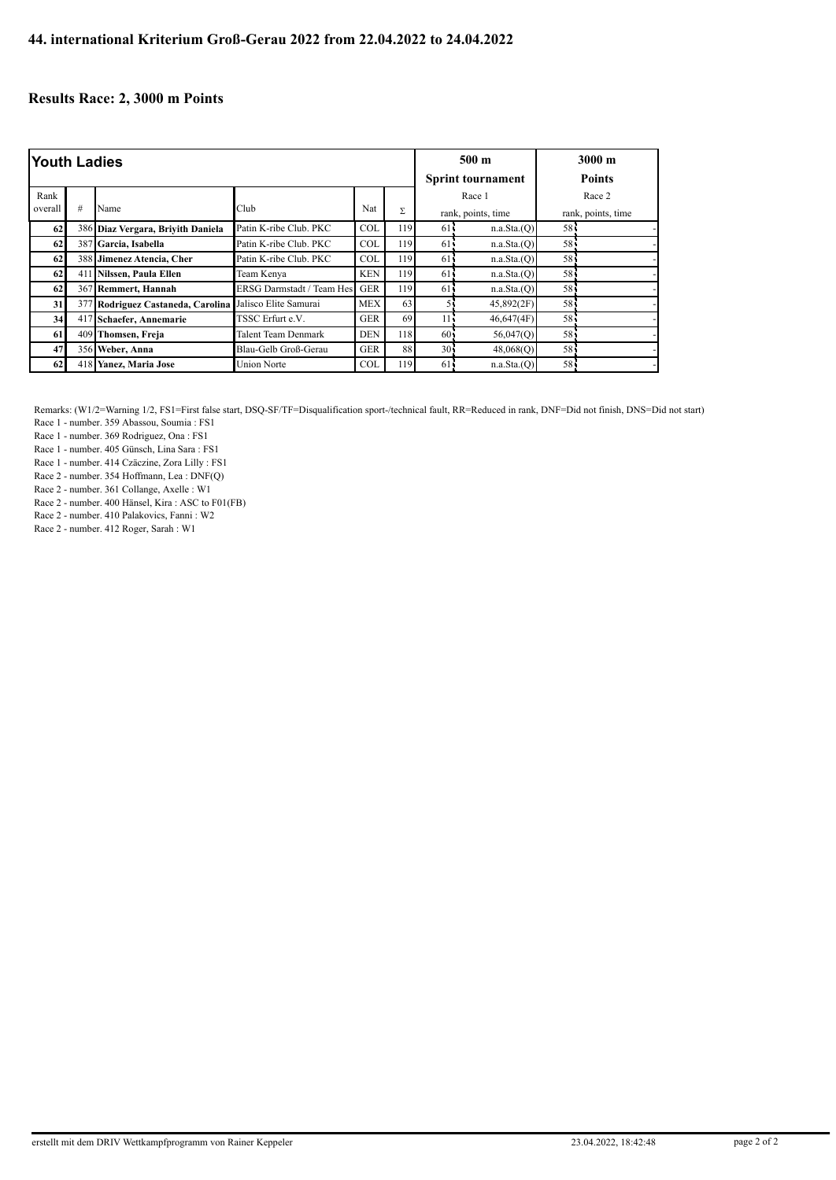## 44. international Kriterium Groß-Gerau 2022 from 22.04.2022 to 24.04.2022

### Results Race: 2, 3000 m Points

| Youth Ladies | | | | | | 500 m Sprint tournament | | 3000 m Points | |
|---|---|---|---|---|---|---|---|---|---|
| Rank overall | # | Name | Club | Nat | Σ | Race 1 rank, points, time | | Race 2 rank, points, time | |
| 62 | 386 | **Diaz Vergara, Briyith Daniela** | Patin K-ribe Club. PKC | COL | 119 | 61 | n.a.Sta.(Q) | 58 | - |
| 62 | 387 | **Garcia, Isabella** | Patin K-ribe Club. PKC | COL | 119 | 61 | n.a.Sta.(Q) | 58 | - |
| 62 | 388 | **Jimenez Atencia, Cher** | Patin K-ribe Club. PKC | COL | 119 | 61 | n.a.Sta.(Q) | 58 | - |
| 62 | 411 | **Nilssen, Paula Ellen** | Team Kenya | KEN | 119 | 61 | n.a.Sta.(Q) | 58 | - |
| 62 | 367 | **Remmert, Hannah** | ERSG Darmstadt / Team Hes | GER | 119 | 61 | n.a.Sta.(Q) | 58 | - |
| 31 | 377 | **Rodriguez Castaneda, Carolina** | Jalisco Elite Samurai | MEX | 63 | 5 | 45,892(2F) | 58 | - |
| 34 | 417 | **Schaefer, Annemarie** | TSSC Erfurt e.V. | GER | 69 | 11 | 46,647(4F) | 58 | - |
| 61 | 409 | **Thomsen, Freja** | Talent Team Denmark | DEN | 118 | 60 | 56,047(Q) | 58 | - |
| 47 | 356 | **Weber, Anna** | Blau-Gelb Groß-Gerau | GER | 88 | 30 | 48,068(Q) | 58 | - |
| 62 | 418 | **Yanez, Maria Jose** | Union Norte | COL | 119 | 61 | n.a.Sta.(Q) | 58 | - |

Remarks: (W1/2=Warning 1/2, FS1=First false start, DSQ-SF/TF=Disqualification sport-/technical fault, RR=Reduced in rank, DNF=Did not finish, DNS=Did not start)
Race 1 - number. 359 Abassou, Soumia : FS1
Race 1 - number. 369 Rodriguez, Ona : FS1
Race 1 - number. 405 Günsch, Lina Sara : FS1
Race 1 - number. 414 Czäczine, Zora Lilly : FS1
Race 2 - number. 354 Hoffmann, Lea : DNF(Q)
Race 2 - number. 361 Collange, Axelle : W1
Race 2 - number. 400 Hänsel, Kira : ASC to F01(FB)
Race 2 - number. 410 Palakovics, Fanni : W2
Race 2 - number. 412 Roger, Sarah : W1

erstellt mit dem DRIV Wettkampfprogramm von Rainer Keppeler 23.04.2022, 18:42:48